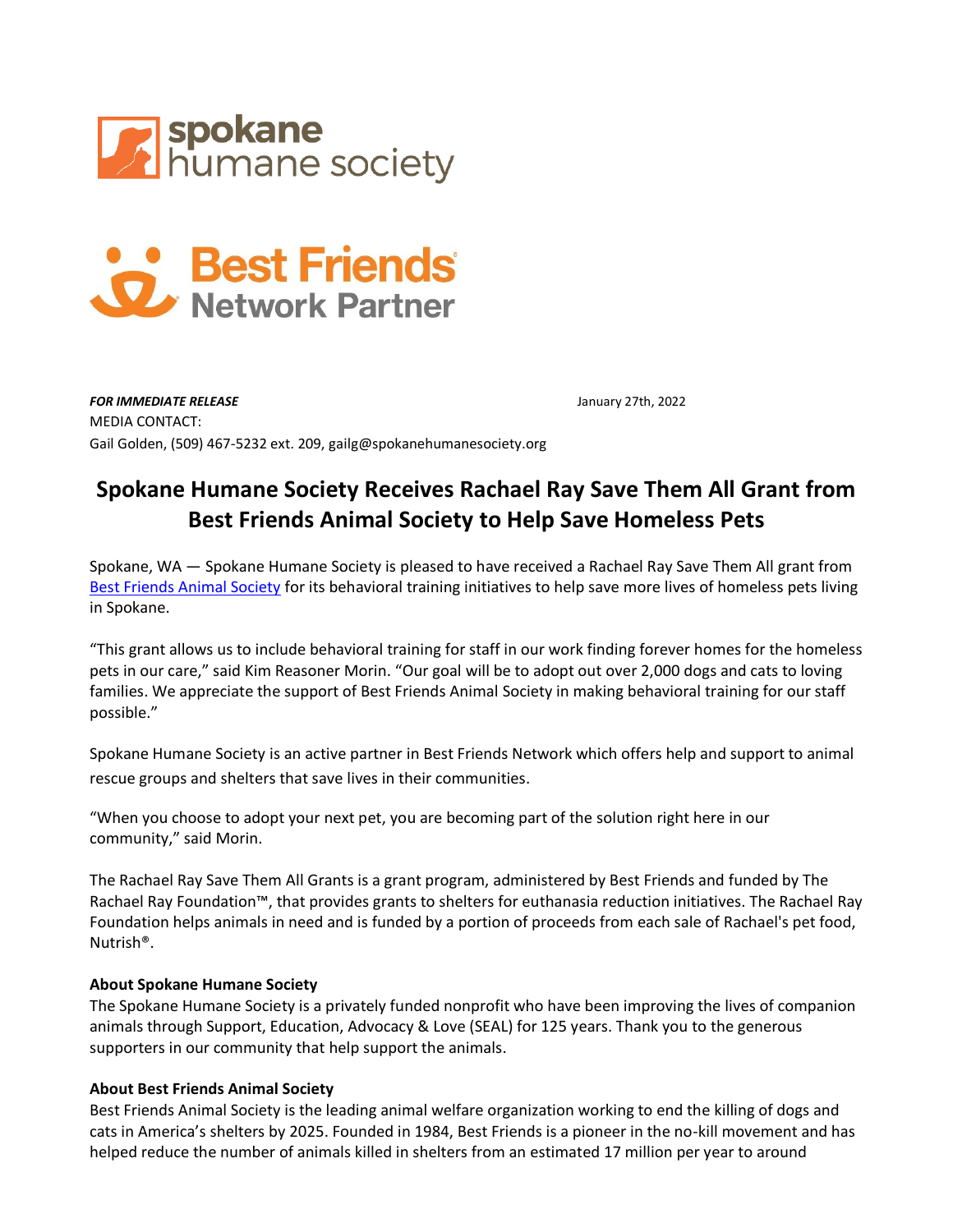***FOR IMMEDIATE RELEASE*** January 27th, 2022

MEDIA CONTACT:

Gail Golden, (509) 467-5232 ext. 209, gailg@spokanehumanesociety.org

# Spokane Humane Society Receives Rachael Ray Save Them All Grant from Best Friends Animal Society to Help Save Homeless Pets

Spokane, WA — Spokane Humane Society is pleased to have received a Rachael Ray Save Them All grant from Best Friends Animal Society for its behavioral training initiatives to help save more lives of homeless pets living in Spokane.

"This grant allows us to include behavioral training for staff in our work finding forever homes for the homeless pets in our care," said Kim Reasoner Morin. "Our goal will be to adopt out over 2,000 dogs and cats to loving families. We appreciate the support of Best Friends Animal Society in making behavioral training for our staff possible."

Spokane Humane Society is an active partner in Best Friends Network which offers help and support to animal rescue groups and shelters that save lives in their communities.

"When you choose to adopt your next pet, you are becoming part of the solution right here in our community," said Morin.

The Rachael Ray Save Them All Grants is a grant program, administered by Best Friends and funded by The Rachael Ray Foundation™, that provides grants to shelters for euthanasia reduction initiatives. The Rachael Ray Foundation helps animals in need and is funded by a portion of proceeds from each sale of Rachael's pet food, Nutrish®.

**About Spokane Humane Society**

The Spokane Humane Society is a privately funded nonprofit who have been improving the lives of companion animals through Support, Education, Advocacy & Love (SEAL) for 125 years. Thank you to the generous supporters in our community that help support the animals.

**About Best Friends Animal Society**

Best Friends Animal Society is the leading animal welfare organization working to end the killing of dogs and cats in America's shelters by 2025. Founded in 1984, Best Friends is a pioneer in the no-kill movement and has helped reduce the number of animals killed in shelters from an estimated 17 million per year to around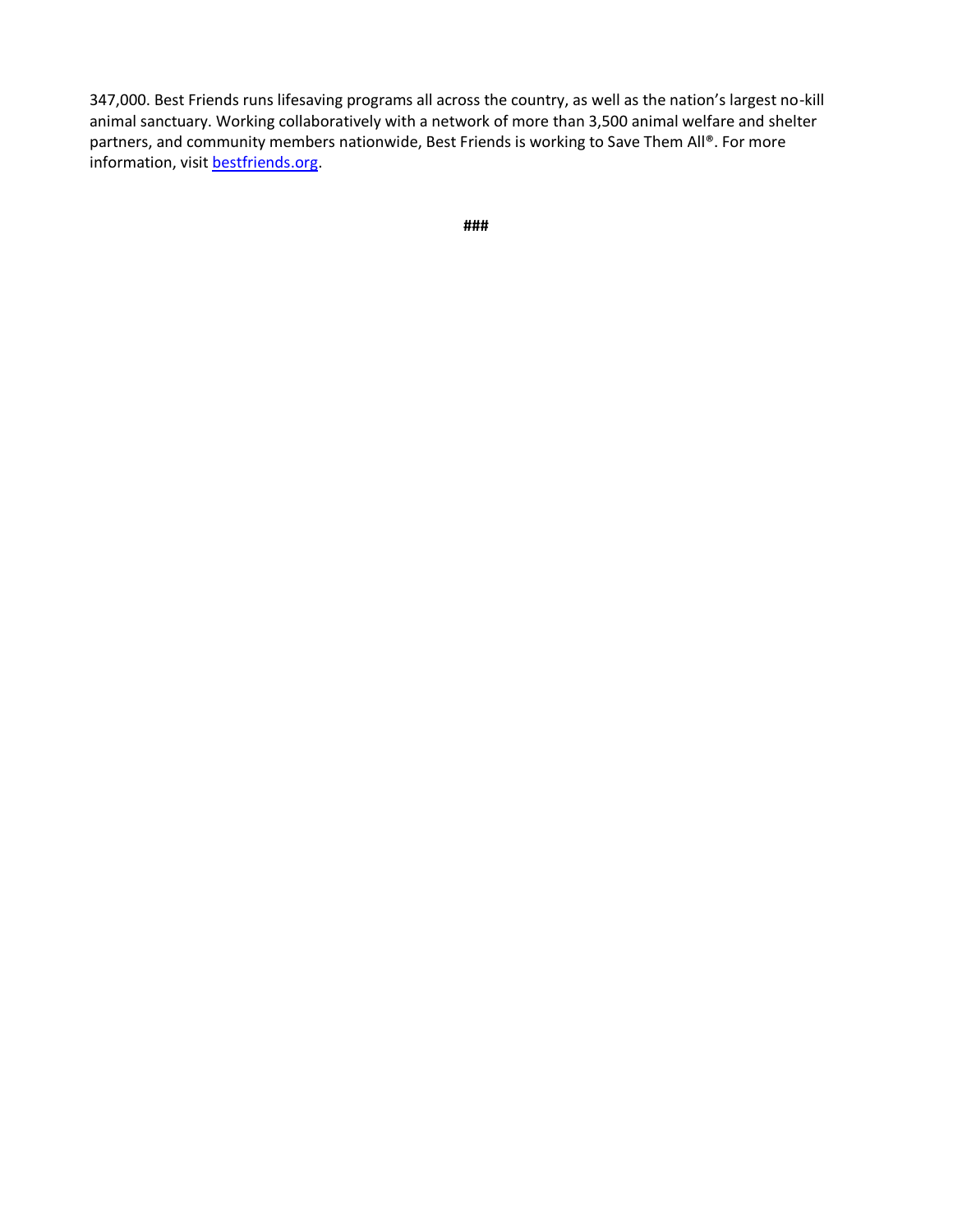347,000. Best Friends runs lifesaving programs all across the country, as well as the nation's largest no-kill animal sanctuary. Working collaboratively with a network of more than 3,500 animal welfare and shelter partners, and community members nationwide, Best Friends is working to Save Them All®. For more information, visit [bestfriends.org](bestfriends.org).

**###**